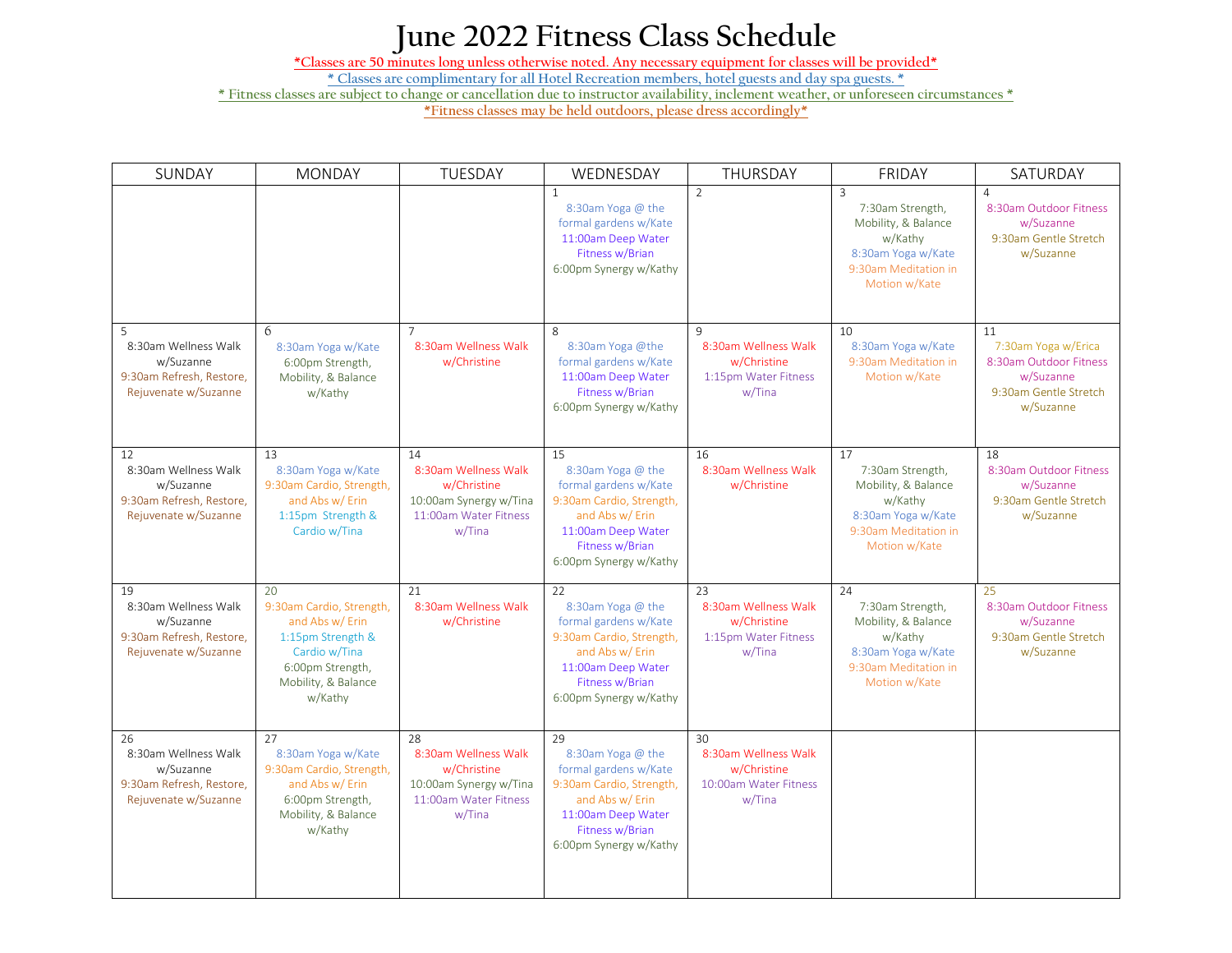# June 2022 Fitness Class Schedule

*Classes are 50 minutes long unless otherwise noted. Any necessary equipment for classes will be provided*

* Classes are complimentary for all Hotel Recreation members, hotel guests and day spa guests. *

* Fitness classes are subject to change or cancellation due to instructor availability, inclement weather, or unforeseen circumstances *

*Fitness classes may be held outdoors, please dress accordingly*

| SUNDAY | MONDAY | TUESDAY | WEDNESDAY | THURSDAY | FRIDAY | SATURDAY |
|---|---|---|---|---|---|---|
| | | | 1<br>8:30am Yoga @ the formal gardens w/Kate<br>11:00am Deep Water Fitness w/Brian<br>6:00pm Synergy w/Kathy | 2 | 3<br>7:30am Strength, Mobility, & Balance w/Kathy<br>8:30am Yoga w/Kate<br>9:30am Meditation in Motion w/Kate | 4<br>8:30am Outdoor Fitness w/Suzanne<br>9:30am Gentle Stretch w/Suzanne |
| 5<br>8:30am Wellness Walk w/Suzanne<br>9:30am Refresh, Restore, Rejuvenate w/Suzanne | 6<br>8:30am Yoga w/Kate<br>6:00pm Strength, Mobility, & Balance w/Kathy | 7<br>8:30am Wellness Walk w/Christine | 8<br>8:30am Yoga @the formal gardens w/Kate<br>11:00am Deep Water Fitness w/Brian<br>6:00pm Synergy w/Kathy | 9<br>8:30am Wellness Walk w/Christine<br>1:15pm Water Fitness w/Tina | 10<br>8:30am Yoga w/Kate<br>9:30am Meditation in Motion w/Kate | 11<br>7:30am Yoga w/Erica<br>8:30am Outdoor Fitness w/Suzanne<br>9:30am Gentle Stretch w/Suzanne |
| 12<br>8:30am Wellness Walk w/Suzanne<br>9:30am Refresh, Restore, Rejuvenate w/Suzanne | 13<br>8:30am Yoga w/Kate<br>9:30am Cardio, Strength, and Abs w/ Erin<br>1:15pm Strength & Cardio w/Tina | 14<br>8:30am Wellness Walk w/Christine<br>10:00am Synergy w/Tina<br>11:00am Water Fitness w/Tina | 15<br>8:30am Yoga @ the formal gardens w/Kate<br>9:30am Cardio, Strength, and Abs w/ Erin<br>11:00am Deep Water Fitness w/Brian<br>6:00pm Synergy w/Kathy | 16<br>8:30am Wellness Walk w/Christine | 17<br>7:30am Strength, Mobility, & Balance w/Kathy<br>8:30am Yoga w/Kate<br>9:30am Meditation in Motion w/Kate | 18<br>8:30am Outdoor Fitness w/Suzanne<br>9:30am Gentle Stretch w/Suzanne |
| 19<br>8:30am Wellness Walk w/Suzanne<br>9:30am Refresh, Restore, Rejuvenate w/Suzanne | 20<br>9:30am Cardio, Strength, and Abs w/ Erin<br>1:15pm Strength & Cardio w/Tina<br>6:00pm Strength, Mobility, & Balance w/Kathy | 21<br>8:30am Wellness Walk w/Christine | 22<br>8:30am Yoga @ the formal gardens w/Kate<br>9:30am Cardio, Strength, and Abs w/ Erin<br>11:00am Deep Water Fitness w/Brian<br>6:00pm Synergy w/Kathy | 23<br>8:30am Wellness Walk w/Christine<br>1:15pm Water Fitness w/Tina | 24<br>7:30am Strength, Mobility, & Balance w/Kathy<br>8:30am Yoga w/Kate<br>9:30am Meditation in Motion w/Kate | 25<br>8:30am Outdoor Fitness w/Suzanne<br>9:30am Gentle Stretch w/Suzanne |
| 26<br>8:30am Wellness Walk w/Suzanne<br>9:30am Refresh, Restore, Rejuvenate w/Suzanne | 27<br>8:30am Yoga w/Kate<br>9:30am Cardio, Strength, and Abs w/ Erin<br>6:00pm Strength, Mobility, & Balance w/Kathy | 28<br>8:30am Wellness Walk w/Christine<br>10:00am Synergy w/Tina<br>11:00am Water Fitness w/Tina | 29<br>8:30am Yoga @ the formal gardens w/Kate<br>9:30am Cardio, Strength, and Abs w/ Erin<br>11:00am Deep Water Fitness w/Brian<br>6:00pm Synergy w/Kathy | 30<br>8:30am Wellness Walk w/Christine<br>10:00am Water Fitness w/Tina | | |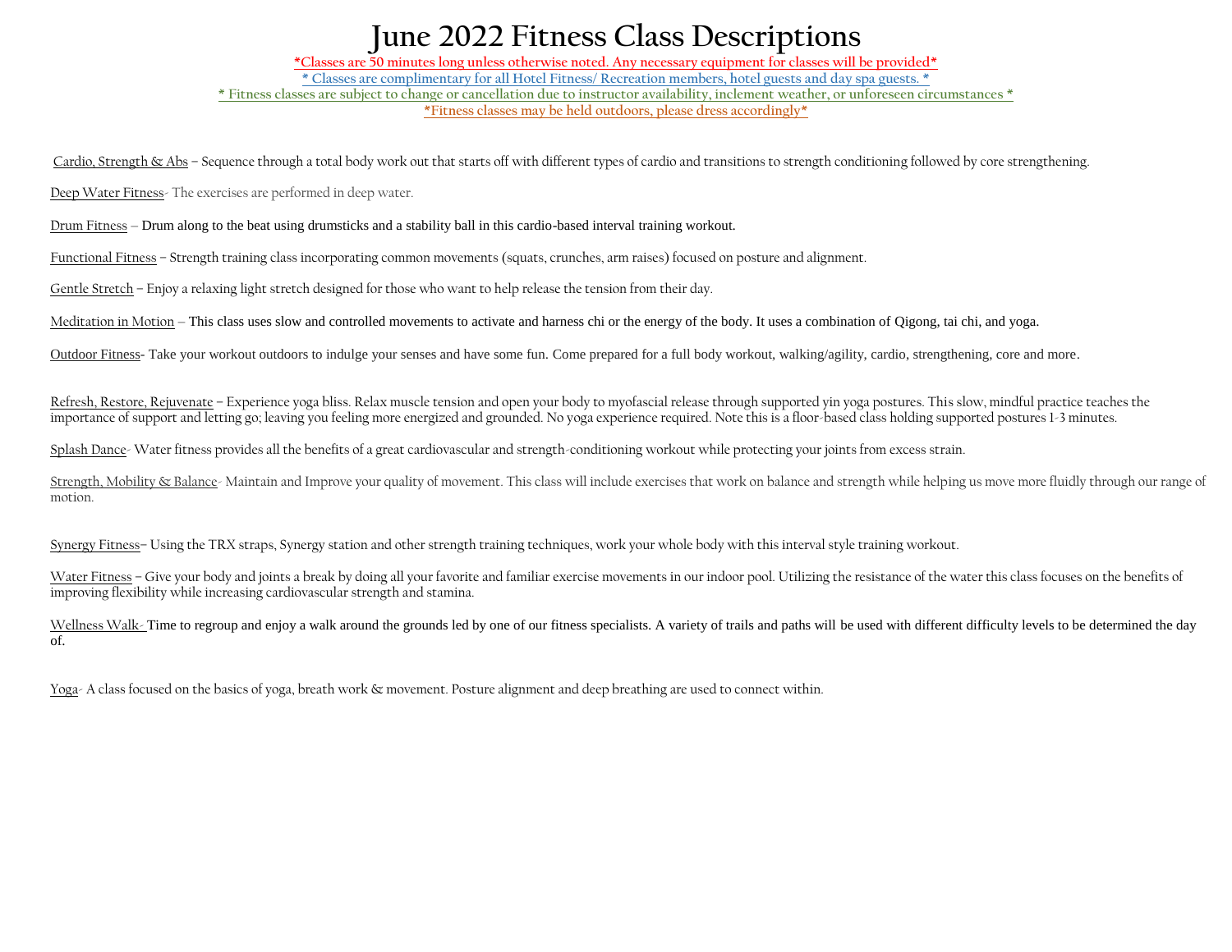# June 2022 Fitness Class Descriptions

*Classes are 50 minutes long unless otherwise noted. Any necessary equipment for classes will be provided*

* Classes are complimentary for all Hotel Fitness/ Recreation members, hotel guests and day spa guests. *

* Fitness classes are subject to change or cancellation due to instructor availability, inclement weather, or unforeseen circumstances *

*Fitness classes may be held outdoors, please dress accordingly*

Cardio, Strength & Abs – Sequence through a total body work out that starts off with different types of cardio and transitions to strength conditioning followed by core strengthening.

Deep Water Fitness- The exercises are performed in deep water.

Drum Fitness – Drum along to the beat using drumsticks and a stability ball in this cardio-based interval training workout.

Functional Fitness – Strength training class incorporating common movements (squats, crunches, arm raises) focused on posture and alignment.

Gentle Stretch – Enjoy a relaxing light stretch designed for those who want to help release the tension from their day.

Meditation in Motion – This class uses slow and controlled movements to activate and harness chi or the energy of the body. It uses a combination of Qigong, tai chi, and yoga.

Outdoor Fitness- Take your workout outdoors to indulge your senses and have some fun. Come prepared for a full body workout, walking/agility, cardio, strengthening, core and more.

Refresh, Restore, Rejuvenate – Experience yoga bliss. Relax muscle tension and open your body to myofascial release through supported yin yoga postures. This slow, mindful practice teaches the importance of support and letting go; leaving you feeling more energized and grounded. No yoga experience required. Note this is a floor-based class holding supported postures 1-3 minutes.

Splash Dance- Water fitness provides all the benefits of a great cardiovascular and strength-conditioning workout while protecting your joints from excess strain.

Strength, Mobility & Balance- Maintain and Improve your quality of movement. This class will include exercises that work on balance and strength while helping us move more fluidly through our range of motion.

Synergy Fitness– Using the TRX straps, Synergy station and other strength training techniques, work your whole body with this interval style training workout.

Water Fitness – Give your body and joints a break by doing all your favorite and familiar exercise movements in our indoor pool. Utilizing the resistance of the water this class focuses on the benefits of improving flexibility while increasing cardiovascular strength and stamina.

Wellness Walk- Time to regroup and enjoy a walk around the grounds led by one of our fitness specialists. A variety of trails and paths will be used with different difficulty levels to be determined the day of.

Yoga- A class focused on the basics of yoga, breath work & movement. Posture alignment and deep breathing are used to connect within.